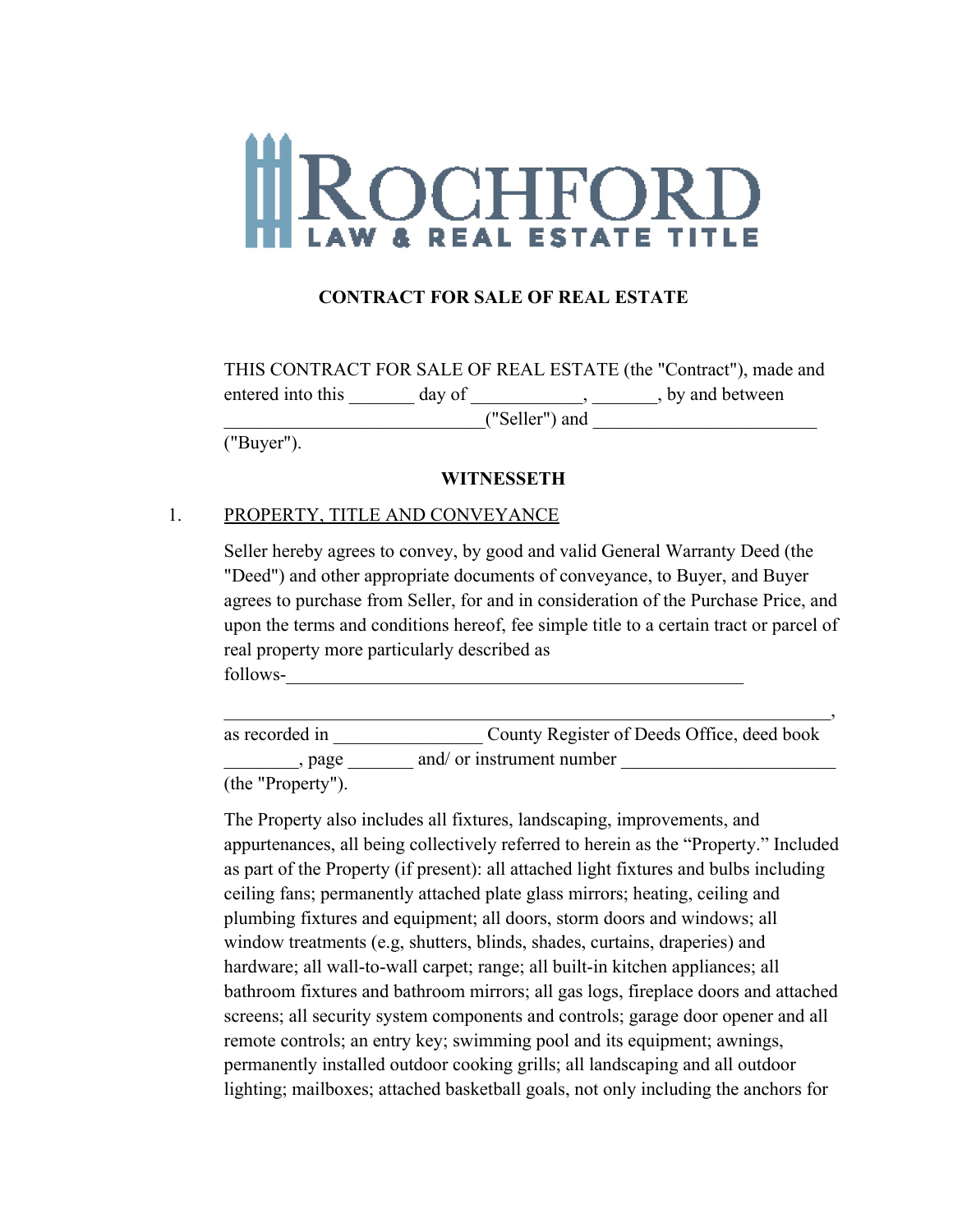ROCHFORD

LAW & REAL ESTATE TITLE

# CONTRACT FOR SALE OF REAL ESTATE

THIS CONTRACT FOR SALE OF REAL ESTATE (the "Contract"), made and entered into this _______ day of ____________, _______, by and between ____________________________("Seller") and ________________________ ("Buyer").

## WITNESSETH

1. PROPERTY, TITLE AND CONVEYANCE

Seller hereby agrees to convey, by good and valid General Warranty Deed (the "Deed") and other appropriate documents of conveyance, to Buyer, and Buyer agrees to purchase from Seller, for and in consideration of the Purchase Price, and upon the terms and conditions hereof, fee simple title to a certain tract or parcel of real property more particularly described as follows-__________________________________________________

_________________________________________________________________, as recorded in ________________ County Register of Deeds Office, deed book ________, page _______ and/ or instrument number _______________________ (the "Property").

The Property also includes all fixtures, landscaping, improvements, and appurtenances, all being collectively referred to herein as the "Property." Included as part of the Property (if present): all attached light fixtures and bulbs including ceiling fans; permanently attached plate glass mirrors; heating, ceiling and plumbing fixtures and equipment; all doors, storm doors and windows; all window treatments (e.g, shutters, blinds, shades, curtains, draperies) and hardware; all wall-to-wall carpet; range; all built-in kitchen appliances; all bathroom fixtures and bathroom mirrors; all gas logs, fireplace doors and attached screens; all security system components and controls; garage door opener and all remote controls; an entry key; swimming pool and its equipment; awnings, permanently installed outdoor cooking grills; all landscaping and all outdoor lighting; mailboxes; attached basketball goals, not only including the anchors for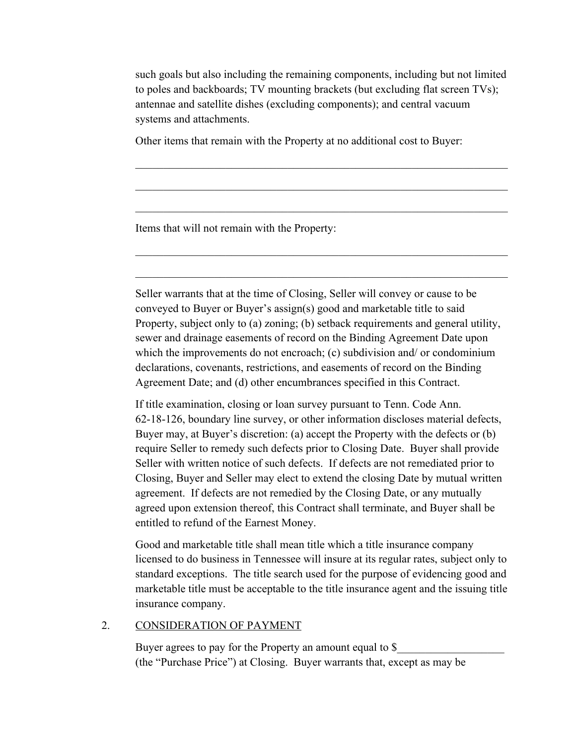such goals but also including the remaining components, including but not limited to poles and backboards; TV mounting brackets (but excluding flat screen TVs); antennae and satellite dishes (excluding components); and central vacuum systems and attachments.

Other items that remain with the Property at no additional cost to Buyer:

_____________________________________________________________________

_____________________________________________________________________

_____________________________________________________________________

Items that will not remain with the Property:

_____________________________________________________________________

_____________________________________________________________________

Seller warrants that at the time of Closing, Seller will convey or cause to be conveyed to Buyer or Buyer's assign(s) good and marketable title to said Property, subject only to (a) zoning; (b) setback requirements and general utility, sewer and drainage easements of record on the Binding Agreement Date upon which the improvements do not encroach; (c) subdivision and/ or condominium declarations, covenants, restrictions, and easements of record on the Binding Agreement Date; and (d) other encumbrances specified in this Contract.

If title examination, closing or loan survey pursuant to Tenn. Code Ann. 62-18-126, boundary line survey, or other information discloses material defects, Buyer may, at Buyer's discretion: (a) accept the Property with the defects or (b) require Seller to remedy such defects prior to Closing Date. Buyer shall provide Seller with written notice of such defects. If defects are not remediated prior to Closing, Buyer and Seller may elect to extend the closing Date by mutual written agreement. If defects are not remedied by the Closing Date, or any mutually agreed upon extension thereof, this Contract shall terminate, and Buyer shall be entitled to refund of the Earnest Money.

Good and marketable title shall mean title which a title insurance company licensed to do business in Tennessee will insure at its regular rates, subject only to standard exceptions. The title search used for the purpose of evidencing good and marketable title must be acceptable to the title insurance agent and the issuing title insurance company.

2. CONSIDERATION OF PAYMENT

Buyer agrees to pay for the Property an amount equal to $___________________ (the "Purchase Price") at Closing. Buyer warrants that, except as may be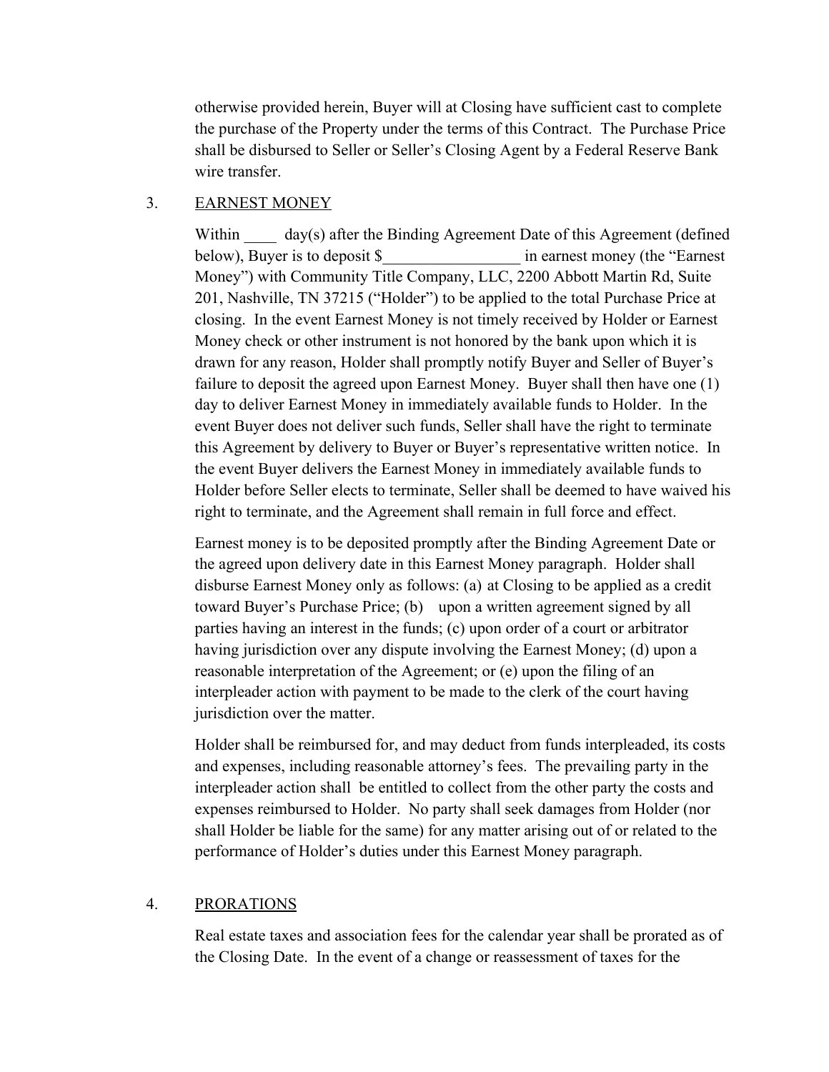otherwise provided herein, Buyer will at Closing have sufficient cast to complete the purchase of the Property under the terms of this Contract. The Purchase Price shall be disbursed to Seller or Seller's Closing Agent by a Federal Reserve Bank wire transfer.

3. EARNEST MONEY

Within ____ day(s) after the Binding Agreement Date of this Agreement (defined below), Buyer is to deposit $_________________ in earnest money (the "Earnest Money") with Community Title Company, LLC, 2200 Abbott Martin Rd, Suite 201, Nashville, TN 37215 ("Holder") to be applied to the total Purchase Price at closing. In the event Earnest Money is not timely received by Holder or Earnest Money check or other instrument is not honored by the bank upon which it is drawn for any reason, Holder shall promptly notify Buyer and Seller of Buyer's failure to deposit the agreed upon Earnest Money. Buyer shall then have one (1) day to deliver Earnest Money in immediately available funds to Holder. In the event Buyer does not deliver such funds, Seller shall have the right to terminate this Agreement by delivery to Buyer or Buyer's representative written notice. In the event Buyer delivers the Earnest Money in immediately available funds to Holder before Seller elects to terminate, Seller shall be deemed to have waived his right to terminate, and the Agreement shall remain in full force and effect.

Earnest money is to be deposited promptly after the Binding Agreement Date or the agreed upon delivery date in this Earnest Money paragraph. Holder shall disburse Earnest Money only as follows: (a) at Closing to be applied as a credit toward Buyer's Purchase Price; (b) upon a written agreement signed by all parties having an interest in the funds; (c) upon order of a court or arbitrator having jurisdiction over any dispute involving the Earnest Money; (d) upon a reasonable interpretation of the Agreement; or (e) upon the filing of an interpleader action with payment to be made to the clerk of the court having jurisdiction over the matter.

Holder shall be reimbursed for, and may deduct from funds interpleaded, its costs and expenses, including reasonable attorney's fees. The prevailing party in the interpleader action shall be entitled to collect from the other party the costs and expenses reimbursed to Holder. No party shall seek damages from Holder (nor shall Holder be liable for the same) for any matter arising out of or related to the performance of Holder's duties under this Earnest Money paragraph.

4. PRORATIONS

Real estate taxes and association fees for the calendar year shall be prorated as of the Closing Date. In the event of a change or reassessment of taxes for the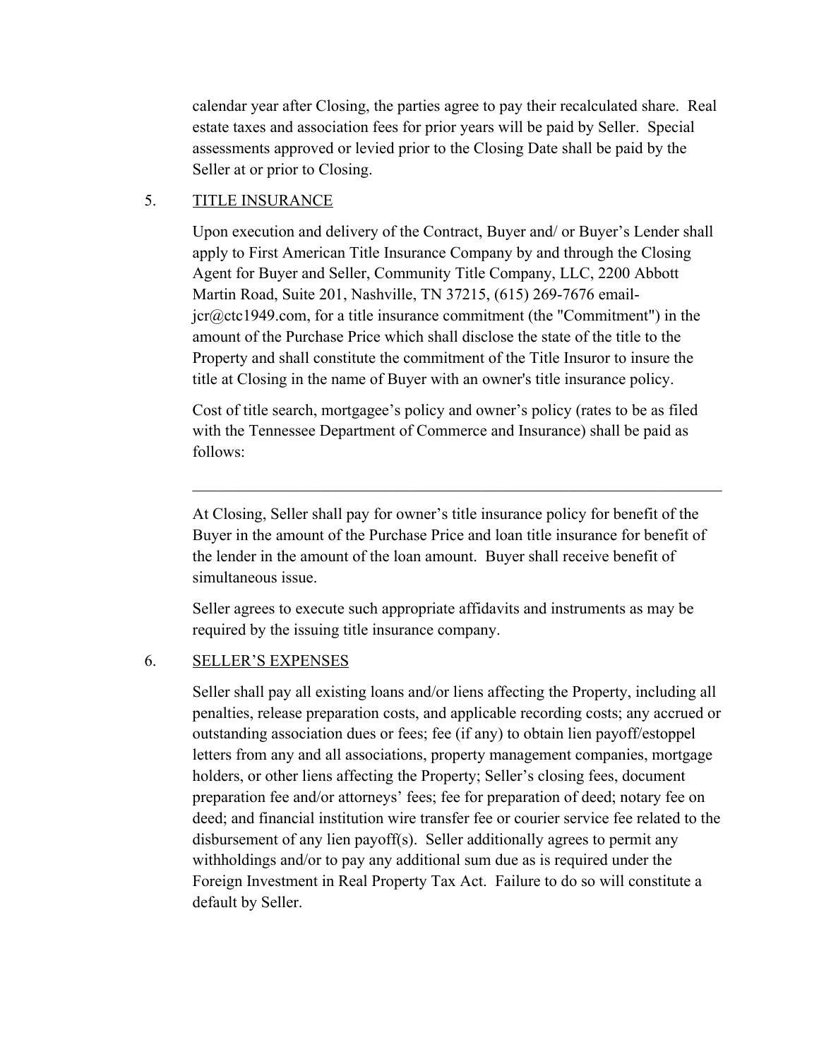calendar year after Closing, the parties agree to pay their recalculated share. Real estate taxes and association fees for prior years will be paid by Seller. Special assessments approved or levied prior to the Closing Date shall be paid by the Seller at or prior to Closing.

5. <u>TITLE INSURANCE</u>

Upon execution and delivery of the Contract, Buyer and/ or Buyer's Lender shall apply to First American Title Insurance Company by and through the Closing Agent for Buyer and Seller, Community Title Company, LLC, 2200 Abbott Martin Road, Suite 201, Nashville, TN 37215, (615) 269-7676 email-jcr@ctc1949.com, for a title insurance commitment (the "Commitment") in the amount of the Purchase Price which shall disclose the state of the title to the Property and shall constitute the commitment of the Title Insuror to insure the title at Closing in the name of Buyer with an owner's title insurance policy.

Cost of title search, mortgagee's policy and owner's policy (rates to be as filed with the Tennessee Department of Commerce and Insurance) shall be paid as follows:

---

At Closing, Seller shall pay for owner's title insurance policy for benefit of the Buyer in the amount of the Purchase Price and loan title insurance for benefit of the lender in the amount of the loan amount. Buyer shall receive benefit of simultaneous issue.

Seller agrees to execute such appropriate affidavits and instruments as may be required by the issuing title insurance company.

6. <u>SELLER'S EXPENSES</u>

Seller shall pay all existing loans and/or liens affecting the Property, including all penalties, release preparation costs, and applicable recording costs; any accrued or outstanding association dues or fees; fee (if any) to obtain lien payoff/estoppel letters from any and all associations, property management companies, mortgage holders, or other liens affecting the Property; Seller's closing fees, document preparation fee and/or attorneys' fees; fee for preparation of deed; notary fee on deed; and financial institution wire transfer fee or courier service fee related to the disbursement of any lien payoff(s). Seller additionally agrees to permit any withholdings and/or to pay any additional sum due as is required under the Foreign Investment in Real Property Tax Act. Failure to do so will constitute a default by Seller.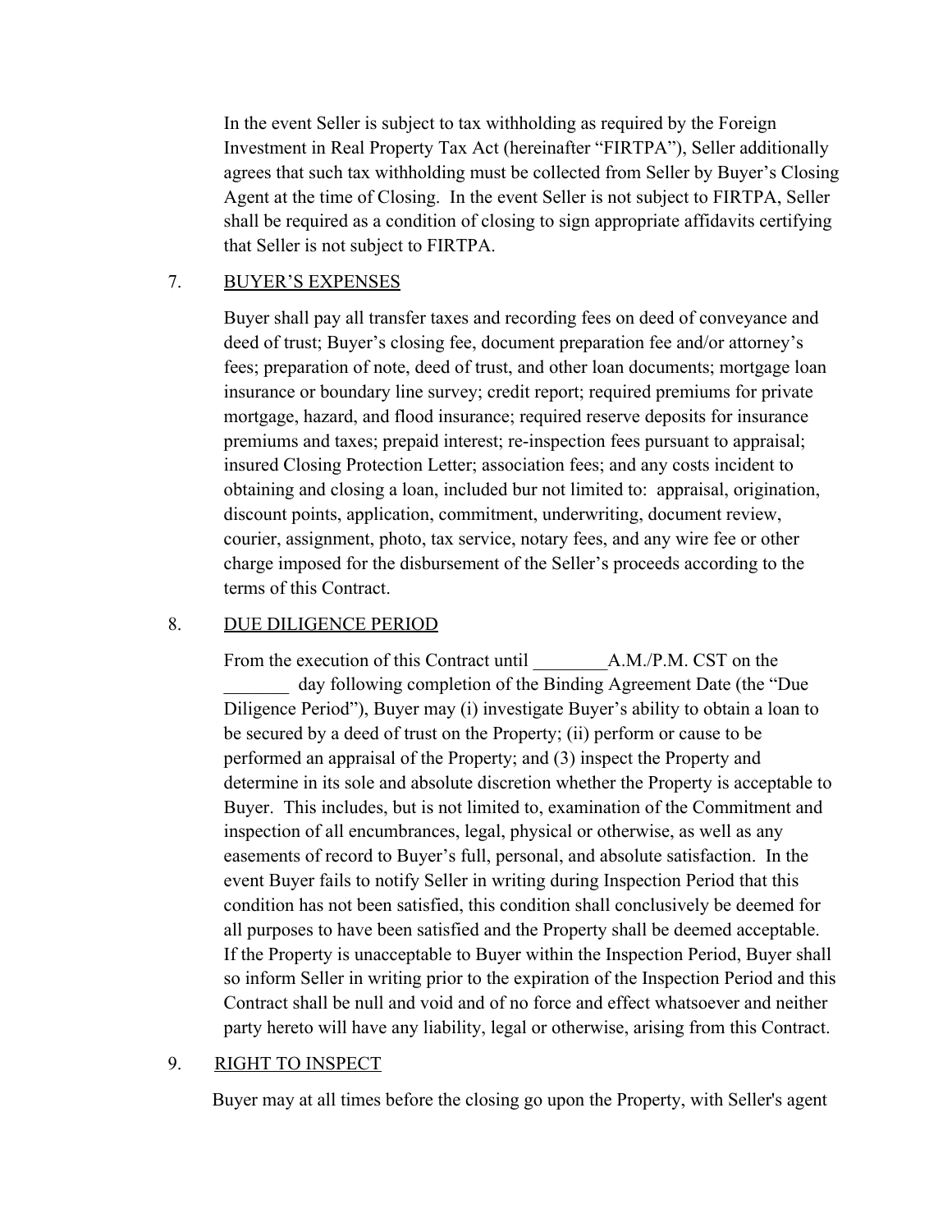In the event Seller is subject to tax withholding as required by the Foreign Investment in Real Property Tax Act (hereinafter "FIRTPA"), Seller additionally agrees that such tax withholding must be collected from Seller by Buyer's Closing Agent at the time of Closing. In the event Seller is not subject to FIRTPA, Seller shall be required as a condition of closing to sign appropriate affidavits certifying that Seller is not subject to FIRTPA.

7. BUYER'S EXPENSES

Buyer shall pay all transfer taxes and recording fees on deed of conveyance and deed of trust; Buyer's closing fee, document preparation fee and/or attorney's fees; preparation of note, deed of trust, and other loan documents; mortgage loan insurance or boundary line survey; credit report; required premiums for private mortgage, hazard, and flood insurance; required reserve deposits for insurance premiums and taxes; prepaid interest; re-inspection fees pursuant to appraisal; insured Closing Protection Letter; association fees; and any costs incident to obtaining and closing a loan, included bur not limited to: appraisal, origination, discount points, application, commitment, underwriting, document review, courier, assignment, photo, tax service, notary fees, and any wire fee or other charge imposed for the disbursement of the Seller's proceeds according to the terms of this Contract.

8. DUE DILIGENCE PERIOD

From the execution of this Contract until ________A.M./P.M. CST on the _______ day following completion of the Binding Agreement Date (the "Due Diligence Period"), Buyer may (i) investigate Buyer's ability to obtain a loan to be secured by a deed of trust on the Property; (ii) perform or cause to be performed an appraisal of the Property; and (3) inspect the Property and determine in its sole and absolute discretion whether the Property is acceptable to Buyer. This includes, but is not limited to, examination of the Commitment and inspection of all encumbrances, legal, physical or otherwise, as well as any easements of record to Buyer's full, personal, and absolute satisfaction. In the event Buyer fails to notify Seller in writing during Inspection Period that this condition has not been satisfied, this condition shall conclusively be deemed for all purposes to have been satisfied and the Property shall be deemed acceptable. If the Property is unacceptable to Buyer within the Inspection Period, Buyer shall so inform Seller in writing prior to the expiration of the Inspection Period and this Contract shall be null and void and of no force and effect whatsoever and neither party hereto will have any liability, legal or otherwise, arising from this Contract.

9. RIGHT TO INSPECT

Buyer may at all times before the closing go upon the Property, with Seller's agent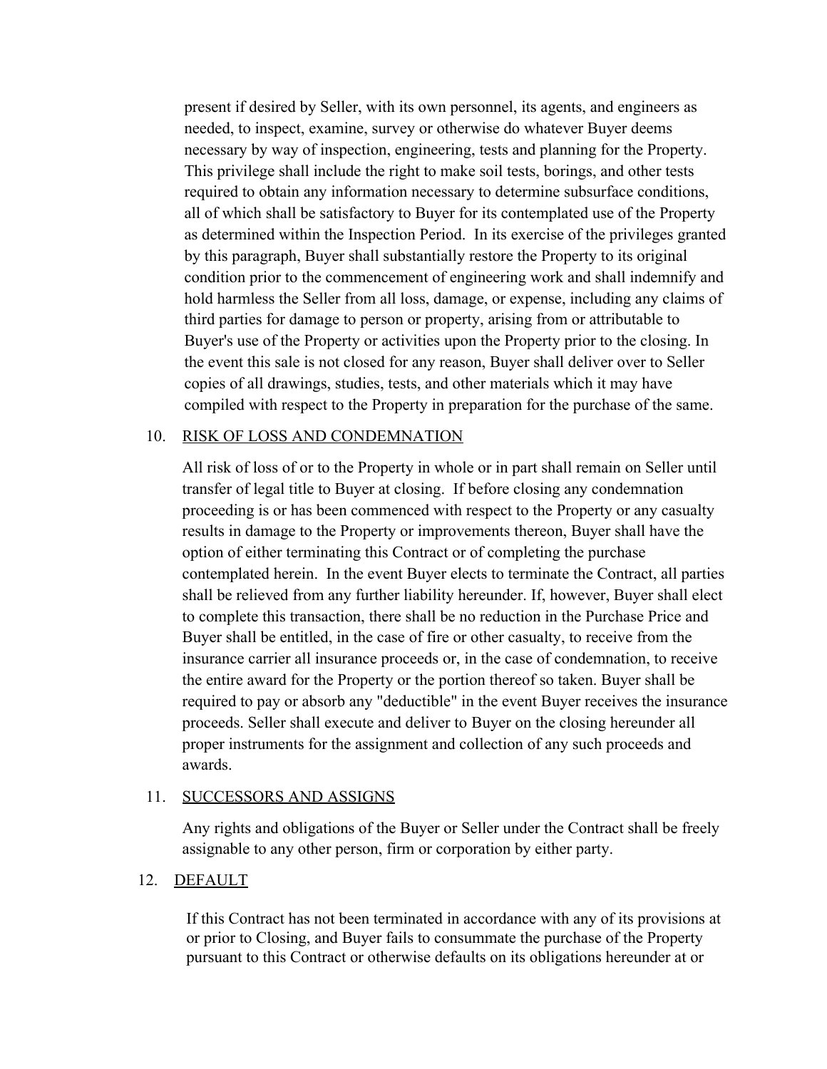present if desired by Seller, with its own personnel, its agents, and engineers as needed, to inspect, examine, survey or otherwise do whatever Buyer deems necessary by way of inspection, engineering, tests and planning for the Property. This privilege shall include the right to make soil tests, borings, and other tests required to obtain any information necessary to determine subsurface conditions, all of which shall be satisfactory to Buyer for its contemplated use of the Property as determined within the Inspection Period. In its exercise of the privileges granted by this paragraph, Buyer shall substantially restore the Property to its original condition prior to the commencement of engineering work and shall indemnify and hold harmless the Seller from all loss, damage, or expense, including any claims of third parties for damage to person or property, arising from or attributable to Buyer's use of the Property or activities upon the Property prior to the closing. In the event this sale is not closed for any reason, Buyer shall deliver over to Seller copies of all drawings, studies, tests, and other materials which it may have compiled with respect to the Property in preparation for the purchase of the same.

10. <u>RISK OF LOSS AND CONDEMNATION</u>

All risk of loss of or to the Property in whole or in part shall remain on Seller until transfer of legal title to Buyer at closing. If before closing any condemnation proceeding is or has been commenced with respect to the Property or any casualty results in damage to the Property or improvements thereon, Buyer shall have the option of either terminating this Contract or of completing the purchase contemplated herein. In the event Buyer elects to terminate the Contract, all parties shall be relieved from any further liability hereunder. If, however, Buyer shall elect to complete this transaction, there shall be no reduction in the Purchase Price and Buyer shall be entitled, in the case of fire or other casualty, to receive from the insurance carrier all insurance proceeds or, in the case of condemnation, to receive the entire award for the Property or the portion thereof so taken. Buyer shall be required to pay or absorb any "deductible" in the event Buyer receives the insurance proceeds. Seller shall execute and deliver to Buyer on the closing hereunder all proper instruments for the assignment and collection of any such proceeds and awards.

11. <u>SUCCESSORS AND ASSIGNS</u>

Any rights and obligations of the Buyer or Seller under the Contract shall be freely assignable to any other person, firm or corporation by either party.

12. <u>DEFAULT</u>

If this Contract has not been terminated in accordance with any of its provisions at or prior to Closing, and Buyer fails to consummate the purchase of the Property pursuant to this Contract or otherwise defaults on its obligations hereunder at or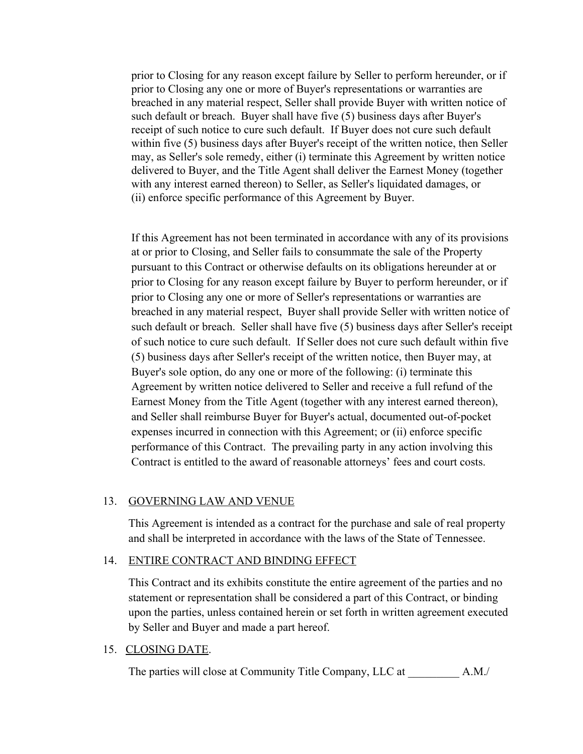prior to Closing for any reason except failure by Seller to perform hereunder, or if prior to Closing any one or more of Buyer's representations or warranties are breached in any material respect, Seller shall provide Buyer with written notice of such default or breach. Buyer shall have five (5) business days after Buyer's receipt of such notice to cure such default. If Buyer does not cure such default within five (5) business days after Buyer's receipt of the written notice, then Seller may, as Seller's sole remedy, either (i) terminate this Agreement by written notice delivered to Buyer, and the Title Agent shall deliver the Earnest Money (together with any interest earned thereon) to Seller, as Seller's liquidated damages, or (ii) enforce specific performance of this Agreement by Buyer.

If this Agreement has not been terminated in accordance with any of its provisions at or prior to Closing, and Seller fails to consummate the sale of the Property pursuant to this Contract or otherwise defaults on its obligations hereunder at or prior to Closing for any reason except failure by Buyer to perform hereunder, or if prior to Closing any one or more of Seller's representations or warranties are breached in any material respect, Buyer shall provide Seller with written notice of such default or breach. Seller shall have five (5) business days after Seller's receipt of such notice to cure such default. If Seller does not cure such default within five (5) business days after Seller's receipt of the written notice, then Buyer may, at Buyer's sole option, do any one or more of the following: (i) terminate this Agreement by written notice delivered to Seller and receive a full refund of the Earnest Money from the Title Agent (together with any interest earned thereon), and Seller shall reimburse Buyer for Buyer's actual, documented out-of-pocket expenses incurred in connection with this Agreement; or (ii) enforce specific performance of this Contract. The prevailing party in any action involving this Contract is entitled to the award of reasonable attorneys' fees and court costs.

13. GOVERNING LAW AND VENUE

This Agreement is intended as a contract for the purchase and sale of real property and shall be interpreted in accordance with the laws of the State of Tennessee.

14. ENTIRE CONTRACT AND BINDING EFFECT

This Contract and its exhibits constitute the entire agreement of the parties and no statement or representation shall be considered a part of this Contract, or binding upon the parties, unless contained herein or set forth in written agreement executed by Seller and Buyer and made a part hereof.

15. CLOSING DATE.

The parties will close at Community Title Company, LLC at _________ A.M./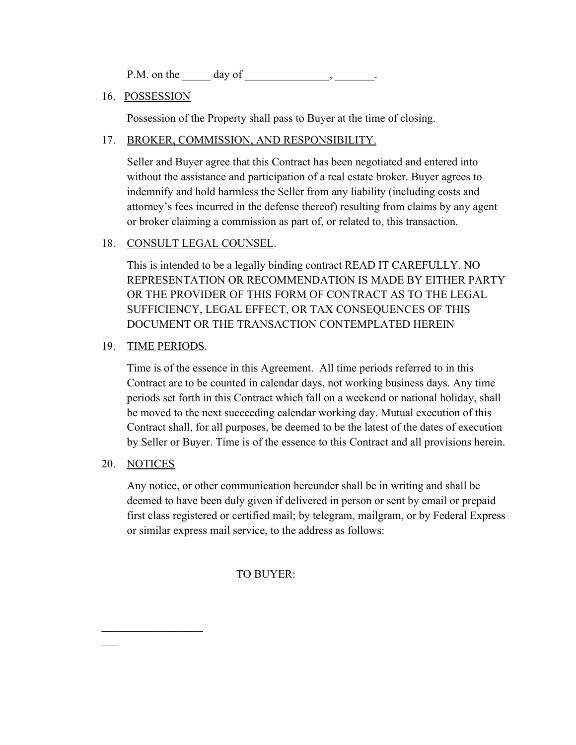P.M. on the _____ day of _______________, _______.

16. POSSESSION

    Possession of the Property shall pass to Buyer at the time of closing.

17. BROKER, COMMISSION, AND RESPONSIBILITY.

    Seller and Buyer agree that this Contract has been negotiated and entered into without the assistance and participation of a real estate broker. Buyer agrees to indemnify and hold harmless the Seller from any liability (including costs and attorney's fees incurred in the defense thereof) resulting from claims by any agent or broker claiming a commission as part of, or related to, this transaction.

18. CONSULT LEGAL COUNSEL.

    This is intended to be a legally binding contract READ IT CAREFULLY. NO REPRESENTATION OR RECOMMENDATION IS MADE BY EITHER PARTY OR THE PROVIDER OF THIS FORM OF CONTRACT AS TO THE LEGAL SUFFICIENCY, LEGAL EFFECT, OR TAX CONSEQUENCES OF THIS DOCUMENT OR THE TRANSACTION CONTEMPLATED HEREIN

19. TIME PERIODS.

    Time is of the essence in this Agreement. All time periods referred to in this Contract are to be counted in calendar days, not working business days. Any time periods set forth in this Contract which fall on a weekend or national holiday, shall be moved to the next succeeding calendar working day. Mutual execution of this Contract shall, for all purposes, be deemed to be the latest of the dates of execution by Seller or Buyer. Time is of the essence to this Contract and all provisions herein.

20. NOTICES

    Any notice, or other communication hereunder shall be in writing and shall be deemed to have been duly given if delivered in person or sent by email or prepaid first class registered or certified mail; by telegram, mailgram, or by Federal Express or similar express mail service, to the address as follows:

TO BUYER:

_____________________

___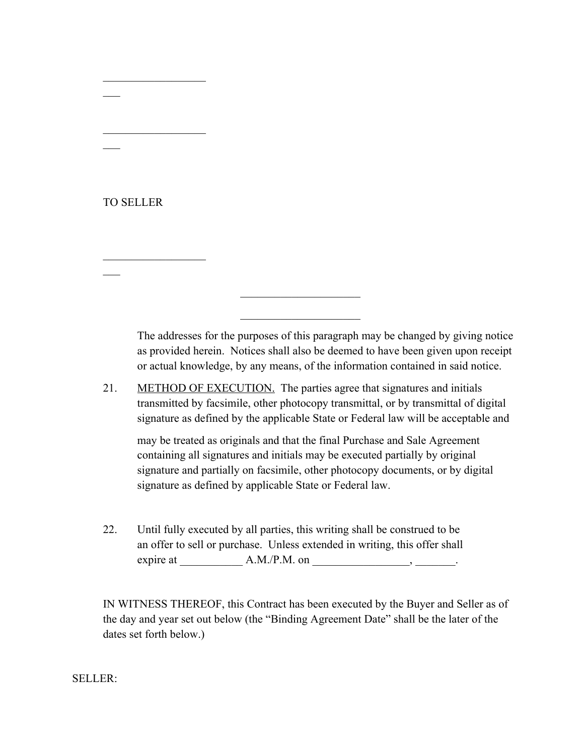\_\_\_\_\_\_\_\_\_\_\_\_\_\_\_\_\_\_\_\_\_\_

\_\_\_\_\_\_\_\_\_\_\_\_\_\_\_\_\_\_\_\_\_\_

TO SELLER

\_\_\_\_\_\_\_\_\_\_\_\_\_\_\_\_\_\_\_\_\_\_

\_\_\_\_\_\_\_\_\_\_\_\_\_\_\_\_\_\_\_\_\_\_\_\_\_

\_\_\_\_\_\_\_\_\_\_\_\_\_\_\_\_\_\_\_\_\_\_\_\_\_

The addresses for the purposes of this paragraph may be changed by giving notice as provided herein. Notices shall also be deemed to have been given upon receipt or actual knowledge, by any means, of the information contained in said notice.

21. METHOD OF EXECUTION. The parties agree that signatures and initials transmitted by facsimile, other photocopy transmittal, or by transmittal of digital signature as defined by the applicable State or Federal law will be acceptable and may be treated as originals and that the final Purchase and Sale Agreement containing all signatures and initials may be executed partially by original signature and partially on facsimile, other photocopy documents, or by digital signature as defined by applicable State or Federal law.

22. Until fully executed by all parties, this writing shall be construed to be an offer to sell or purchase. Unless extended in writing, this offer shall expire at \_\_\_\_\_\_\_\_\_\_\_ A.M./P.M. on \_\_\_\_\_\_\_\_\_\_\_\_\_\_\_\_\_, \_\_\_\_\_\_\_.

IN WITNESS THEREOF, this Contract has been executed by the Buyer and Seller as of the day and year set out below (the "Binding Agreement Date" shall be the later of the dates set forth below.)

SELLER: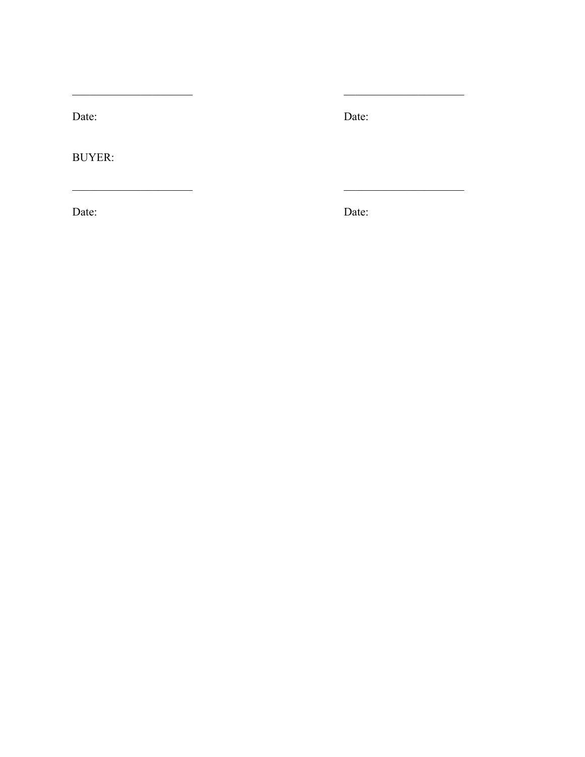\_\_\_\_\_\_\_\_\_\_\_\_\_\_\_\_\_\_\_\_\_\_ \_\_\_\_\_\_\_\_\_\_\_\_\_\_\_\_\_\_\_\_\_\_

Date: Date:

BUYER:

\_\_\_\_\_\_\_\_\_\_\_\_\_\_\_\_\_\_\_\_\_\_ \_\_\_\_\_\_\_\_\_\_\_\_\_\_\_\_\_\_\_\_\_\_

Date: Date:

______________________ ______________________

Date: Date:

BUYER:

______________________ ______________________

Date: Date: